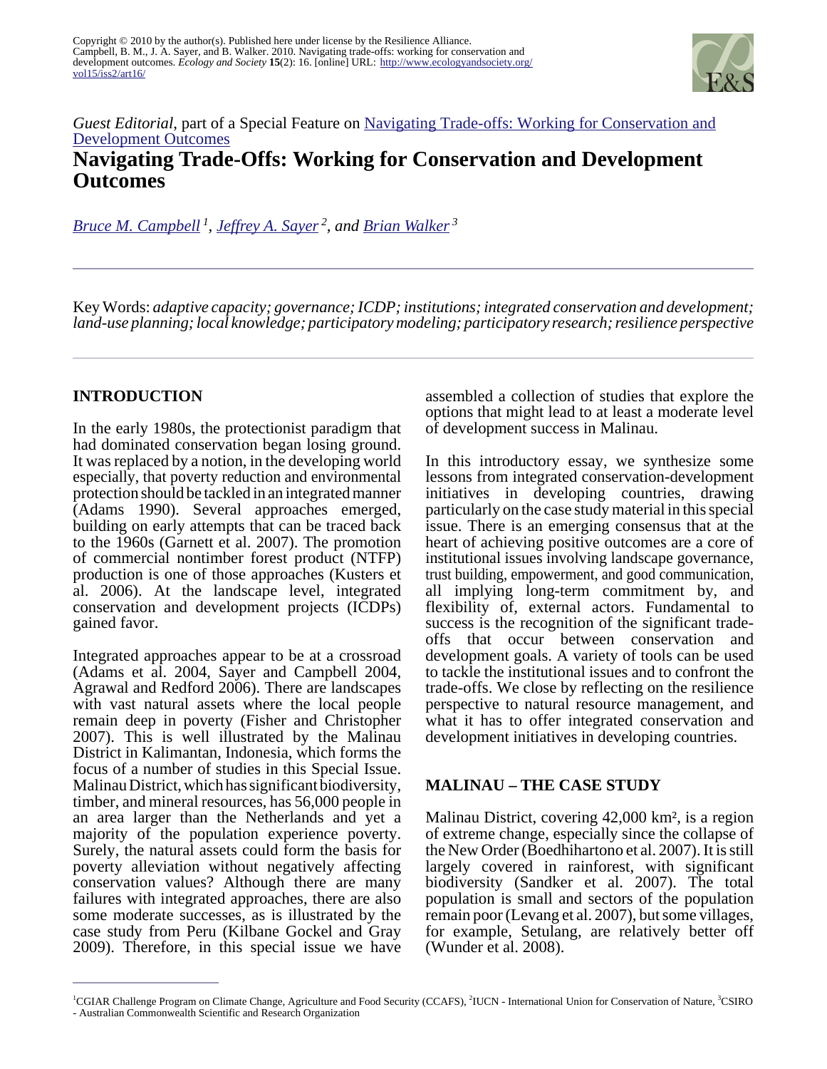Copyright © 2010 by the author(s). Published here under license by the Resilience Alliance.
Campbell, B. M., J. A. Sayer, and B. Walker. 2010. Navigating trade-offs: working for conservation and development outcomes. *Ecology and Society* **15**(2): 16. [online] URL: http://www.ecologyandsociety.org/vol15/iss2/art16/

*Guest Editorial*, part of a Special Feature on Navigating Trade-offs: Working for Conservation and Development Outcomes

# Navigating Trade-Offs: Working for Conservation and Development Outcomes

*Bruce M. Campbell* [1], *Jeffrey A. Sayer* [2], and *Brian Walker* [3]

Key Words: *adaptive capacity; governance; ICDP; institutions; integrated conservation and development; land-use planning; local knowledge; participatory modeling; participatory research; resilience perspective*

## INTRODUCTION

In the early 1980s, the protectionist paradigm that had dominated conservation began losing ground. It was replaced by a notion, in the developing world especially, that poverty reduction and environmental protection should be tackled in an integrated manner (Adams 1990). Several approaches emerged, building on early attempts that can be traced back to the 1960s (Garnett et al. 2007). The promotion of commercial nontimber forest product (NTFP) production is one of those approaches (Kusters et al. 2006). At the landscape level, integrated conservation and development projects (ICDPs) gained favor.

Integrated approaches appear to be at a crossroad (Adams et al. 2004, Sayer and Campbell 2004, Agrawal and Redford 2006). There are landscapes with vast natural assets where the local people remain deep in poverty (Fisher and Christopher 2007). This is well illustrated by the Malinau District in Kalimantan, Indonesia, which forms the focus of a number of studies in this Special Issue. Malinau District, which has significant biodiversity, timber, and mineral resources, has 56,000 people in an area larger than the Netherlands and yet a majority of the population experience poverty. Surely, the natural assets could form the basis for poverty alleviation without negatively affecting conservation values? Although there are many failures with integrated approaches, there are also some moderate successes, as is illustrated by the case study from Peru (Kilbane Gockel and Gray 2009). Therefore, in this special issue we have assembled a collection of studies that explore the options that might lead to at least a moderate level of development success in Malinau.

In this introductory essay, we synthesize some lessons from integrated conservation-development initiatives in developing countries, drawing particularly on the case study material in this special issue. There is an emerging consensus that at the heart of achieving positive outcomes are a core of institutional issues involving landscape governance, trust building, empowerment, and good communication, all implying long-term commitment by, and flexibility of, external actors. Fundamental to success is the recognition of the significant trade-offs that occur between conservation and development goals. A variety of tools can be used to tackle the institutional issues and to confront the trade-offs. We close by reflecting on the resilience perspective to natural resource management, and what it has to offer integrated conservation and development initiatives in developing countries.

## MALINAU – THE CASE STUDY

Malinau District, covering 42,000 km², is a region of extreme change, especially since the collapse of the New Order (Boedhihartono et al. 2007). It is still largely covered in rainforest, with significant biodiversity (Sandker et al. 2007). The total population is small and sectors of the population remain poor (Levang et al. 2007), but some villages, for example, Setulang, are relatively better off (Wunder et al. 2008).

[1]CGIAR Challenge Program on Climate Change, Agriculture and Food Security (CCAFS), [2]IUCN - International Union for Conservation of Nature, [3]CSIRO - Australian Commonwealth Scientific and Research Organization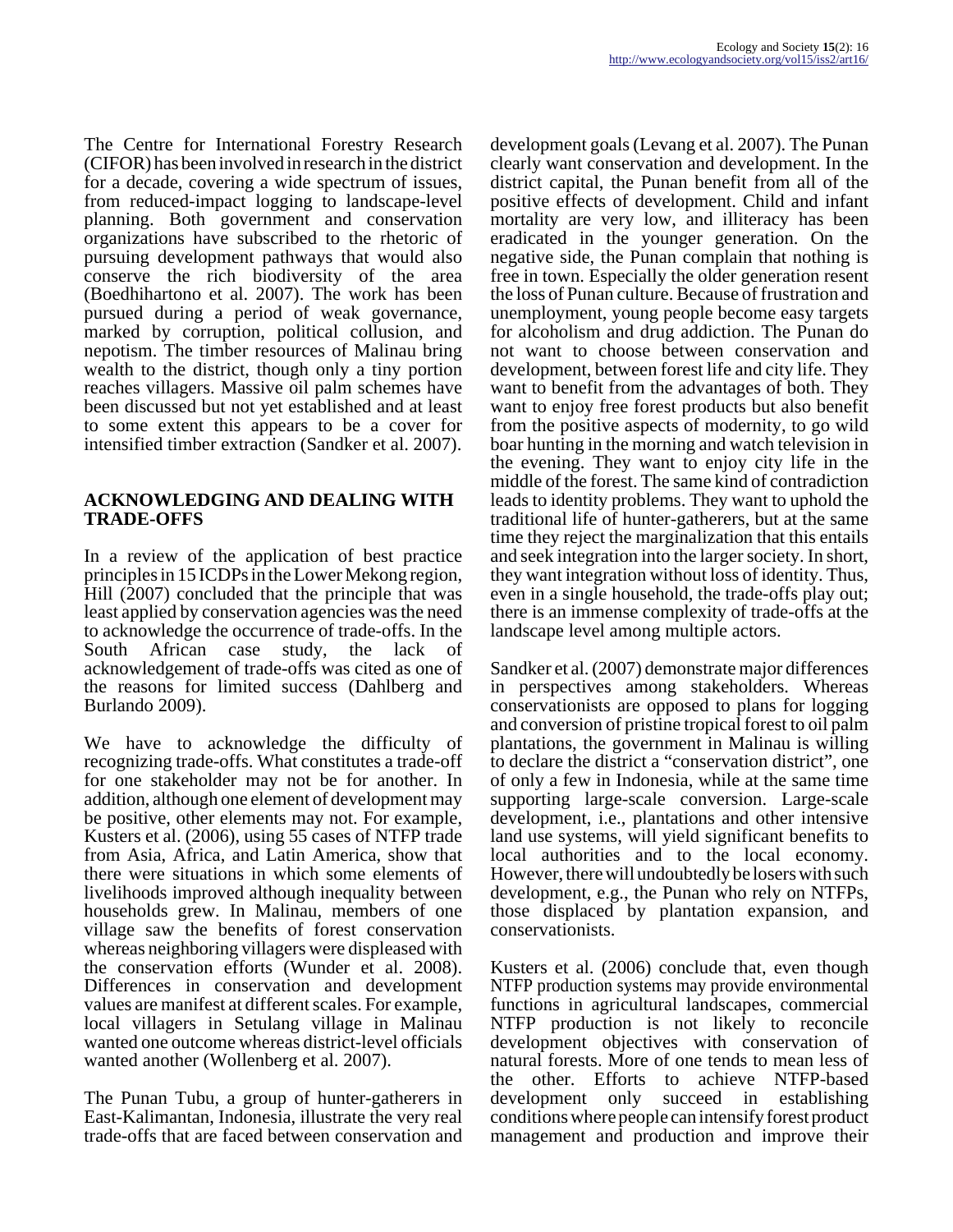The Centre for International Forestry Research (CIFOR) has been involved in research in the district for a decade, covering a wide spectrum of issues, from reduced-impact logging to landscape-level planning. Both government and conservation organizations have subscribed to the rhetoric of pursuing development pathways that would also conserve the rich biodiversity of the area (Boedhihartono et al. 2007). The work has been pursued during a period of weak governance, marked by corruption, political collusion, and nepotism. The timber resources of Malinau bring wealth to the district, though only a tiny portion reaches villagers. Massive oil palm schemes have been discussed but not yet established and at least to some extent this appears to be a cover for intensified timber extraction (Sandker et al. 2007).

## ACKNOWLEDGING AND DEALING WITH TRADE-OFFS

In a review of the application of best practice principles in 15 ICDPs in the Lower Mekong region, Hill (2007) concluded that the principle that was least applied by conservation agencies was the need to acknowledge the occurrence of trade-offs. In the South African case study, the lack of acknowledgement of trade-offs was cited as one of the reasons for limited success (Dahlberg and Burlando 2009).

We have to acknowledge the difficulty of recognizing trade-offs. What constitutes a trade-off for one stakeholder may not be for another. In addition, although one element of development may be positive, other elements may not. For example, Kusters et al. (2006), using 55 cases of NTFP trade from Asia, Africa, and Latin America, show that there were situations in which some elements of livelihoods improved although inequality between households grew. In Malinau, members of one village saw the benefits of forest conservation whereas neighboring villagers were displeased with the conservation efforts (Wunder et al. 2008). Differences in conservation and development values are manifest at different scales. For example, local villagers in Setulang village in Malinau wanted one outcome whereas district-level officials wanted another (Wollenberg et al. 2007).

The Punan Tubu, a group of hunter-gatherers in East-Kalimantan, Indonesia, illustrate the very real trade-offs that are faced between conservation and development goals (Levang et al. 2007). The Punan clearly want conservation and development. In the district capital, the Punan benefit from all of the positive effects of development. Child and infant mortality are very low, and illiteracy has been eradicated in the younger generation. On the negative side, the Punan complain that nothing is free in town. Especially the older generation resent the loss of Punan culture. Because of frustration and unemployment, young people become easy targets for alcoholism and drug addiction. The Punan do not want to choose between conservation and development, between forest life and city life. They want to benefit from the advantages of both. They want to enjoy free forest products but also benefit from the positive aspects of modernity, to go wild boar hunting in the morning and watch television in the evening. They want to enjoy city life in the middle of the forest. The same kind of contradiction leads to identity problems. They want to uphold the traditional life of hunter-gatherers, but at the same time they reject the marginalization that this entails and seek integration into the larger society. In short, they want integration without loss of identity. Thus, even in a single household, the trade-offs play out; there is an immense complexity of trade-offs at the landscape level among multiple actors.

Sandker et al. (2007) demonstrate major differences in perspectives among stakeholders. Whereas conservationists are opposed to plans for logging and conversion of pristine tropical forest to oil palm plantations, the government in Malinau is willing to declare the district a "conservation district", one of only a few in Indonesia, while at the same time supporting large-scale conversion. Large-scale development, i.e., plantations and other intensive land use systems, will yield significant benefits to local authorities and to the local economy. However, there will undoubtedly be losers with such development, e.g., the Punan who rely on NTFPs, those displaced by plantation expansion, and conservationists.

Kusters et al. (2006) conclude that, even though NTFP production systems may provide environmental functions in agricultural landscapes, commercial NTFP production is not likely to reconcile development objectives with conservation of natural forests. More of one tends to mean less of the other. Efforts to achieve NTFP-based development only succeed in establishing conditions where people can intensify forest product management and production and improve their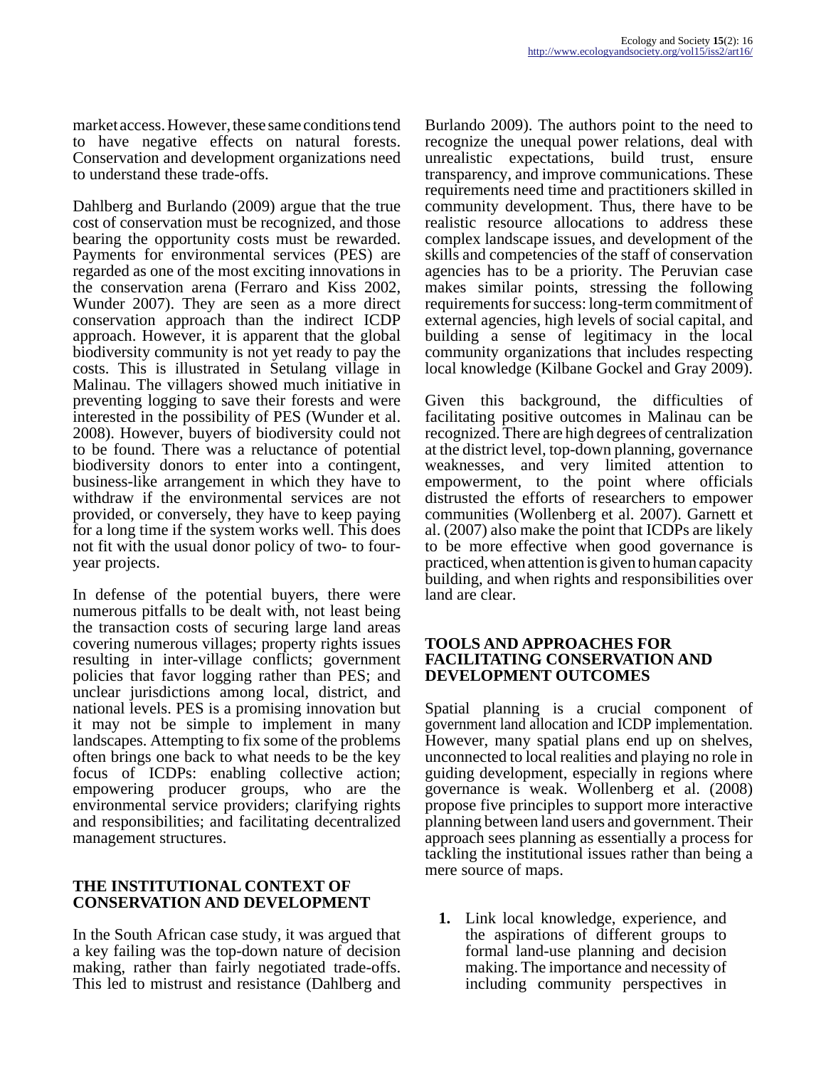market access. However, these same conditions tend to have negative effects on natural forests. Conservation and development organizations need to understand these trade-offs.

Dahlberg and Burlando (2009) argue that the true cost of conservation must be recognized, and those bearing the opportunity costs must be rewarded. Payments for environmental services (PES) are regarded as one of the most exciting innovations in the conservation arena (Ferraro and Kiss 2002, Wunder 2007). They are seen as a more direct conservation approach than the indirect ICDP approach. However, it is apparent that the global biodiversity community is not yet ready to pay the costs. This is illustrated in Setulang village in Malinau. The villagers showed much initiative in preventing logging to save their forests and were interested in the possibility of PES (Wunder et al. 2008). However, buyers of biodiversity could not to be found. There was a reluctance of potential biodiversity donors to enter into a contingent, business-like arrangement in which they have to withdraw if the environmental services are not provided, or conversely, they have to keep paying for a long time if the system works well. This does not fit with the usual donor policy of two- to four-year projects.

In defense of the potential buyers, there were numerous pitfalls to be dealt with, not least being the transaction costs of securing large land areas covering numerous villages; property rights issues resulting in inter-village conflicts; government policies that favor logging rather than PES; and unclear jurisdictions among local, district, and national levels. PES is a promising innovation but it may not be simple to implement in many landscapes. Attempting to fix some of the problems often brings one back to what needs to be the key focus of ICDPs: enabling collective action; empowering producer groups, who are the environmental service providers; clarifying rights and responsibilities; and facilitating decentralized management structures.

## THE INSTITUTIONAL CONTEXT OF CONSERVATION AND DEVELOPMENT

In the South African case study, it was argued that a key failing was the top-down nature of decision making, rather than fairly negotiated trade-offs. This led to mistrust and resistance (Dahlberg and Burlando 2009). The authors point to the need to recognize the unequal power relations, deal with unrealistic expectations, build trust, ensure transparency, and improve communications. These requirements need time and practitioners skilled in community development. Thus, there have to be realistic resource allocations to address these complex landscape issues, and development of the skills and competencies of the staff of conservation agencies has to be a priority. The Peruvian case makes similar points, stressing the following requirements for success: long-term commitment of external agencies, high levels of social capital, and building a sense of legitimacy in the local community organizations that includes respecting local knowledge (Kilbane Gockel and Gray 2009).

Given this background, the difficulties of facilitating positive outcomes in Malinau can be recognized. There are high degrees of centralization at the district level, top-down planning, governance weaknesses, and very limited attention to empowerment, to the point where officials distrusted the efforts of researchers to empower communities (Wollenberg et al. 2007). Garnett et al. (2007) also make the point that ICDPs are likely to be more effective when good governance is practiced, when attention is given to human capacity building, and when rights and responsibilities over land are clear.

## TOOLS AND APPROACHES FOR FACILITATING CONSERVATION AND DEVELOPMENT OUTCOMES

Spatial planning is a crucial component of government land allocation and ICDP implementation. However, many spatial plans end up on shelves, unconnected to local realities and playing no role in guiding development, especially in regions where governance is weak. Wollenberg et al. (2008) propose five principles to support more interactive planning between land users and government. Their approach sees planning as essentially a process for tackling the institutional issues rather than being a mere source of maps.

1. Link local knowledge, experience, and the aspirations of different groups to formal land-use planning and decision making. The importance and necessity of including community perspectives in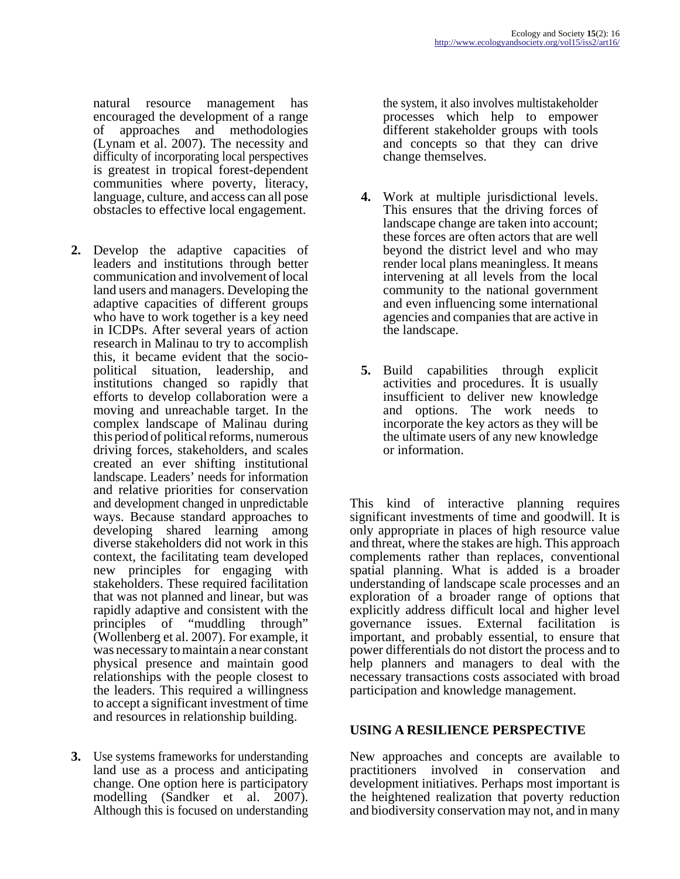natural resource management has encouraged the development of a range of approaches and methodologies (Lynam et al. 2007). The necessity and difficulty of incorporating local perspectives is greatest in tropical forest-dependent communities where poverty, literacy, language, culture, and access can all pose obstacles to effective local engagement.

2. Develop the adaptive capacities of leaders and institutions through better communication and involvement of local land users and managers. Developing the adaptive capacities of different groups who have to work together is a key need in ICDPs. After several years of action research in Malinau to try to accomplish this, it became evident that the socio-political situation, leadership, and institutions changed so rapidly that efforts to develop collaboration were a moving and unreachable target. In the complex landscape of Malinau during this period of political reforms, numerous driving forces, stakeholders, and scales created an ever shifting institutional landscape. Leaders' needs for information and relative priorities for conservation and development changed in unpredictable ways. Because standard approaches to developing shared learning among diverse stakeholders did not work in this context, the facilitating team developed new principles for engaging with stakeholders. These required facilitation that was not planned and linear, but was rapidly adaptive and consistent with the principles of "muddling through" (Wollenberg et al. 2007). For example, it was necessary to maintain a near constant physical presence and maintain good relationships with the people closest to the leaders. This required a willingness to accept a significant investment of time and resources in relationship building.

3. Use systems frameworks for understanding land use as a process and anticipating change. One option here is participatory modelling (Sandker et al. 2007). Although this is focused on understanding the system, it also involves multistakeholder processes which help to empower different stakeholder groups with tools and concepts so that they can drive change themselves.

4. Work at multiple jurisdictional levels. This ensures that the driving forces of landscape change are taken into account; these forces are often actors that are well beyond the district level and who may render local plans meaningless. It means intervening at all levels from the local community to the national government and even influencing some international agencies and companies that are active in the landscape.

5. Build capabilities through explicit activities and procedures. It is usually insufficient to deliver new knowledge and options. The work needs to incorporate the key actors as they will be the ultimate users of any new knowledge or information.

This kind of interactive planning requires significant investments of time and goodwill. It is only appropriate in places of high resource value and threat, where the stakes are high. This approach complements rather than replaces, conventional spatial planning. What is added is a broader understanding of landscape scale processes and an exploration of a broader range of options that explicitly address difficult local and higher level governance issues. External facilitation is important, and probably essential, to ensure that power differentials do not distort the process and to help planners and managers to deal with the necessary transactions costs associated with broad participation and knowledge management.

## USING A RESILIENCE PERSPECTIVE

New approaches and concepts are available to practitioners involved in conservation and development initiatives. Perhaps most important is the heightened realization that poverty reduction and biodiversity conservation may not, and in many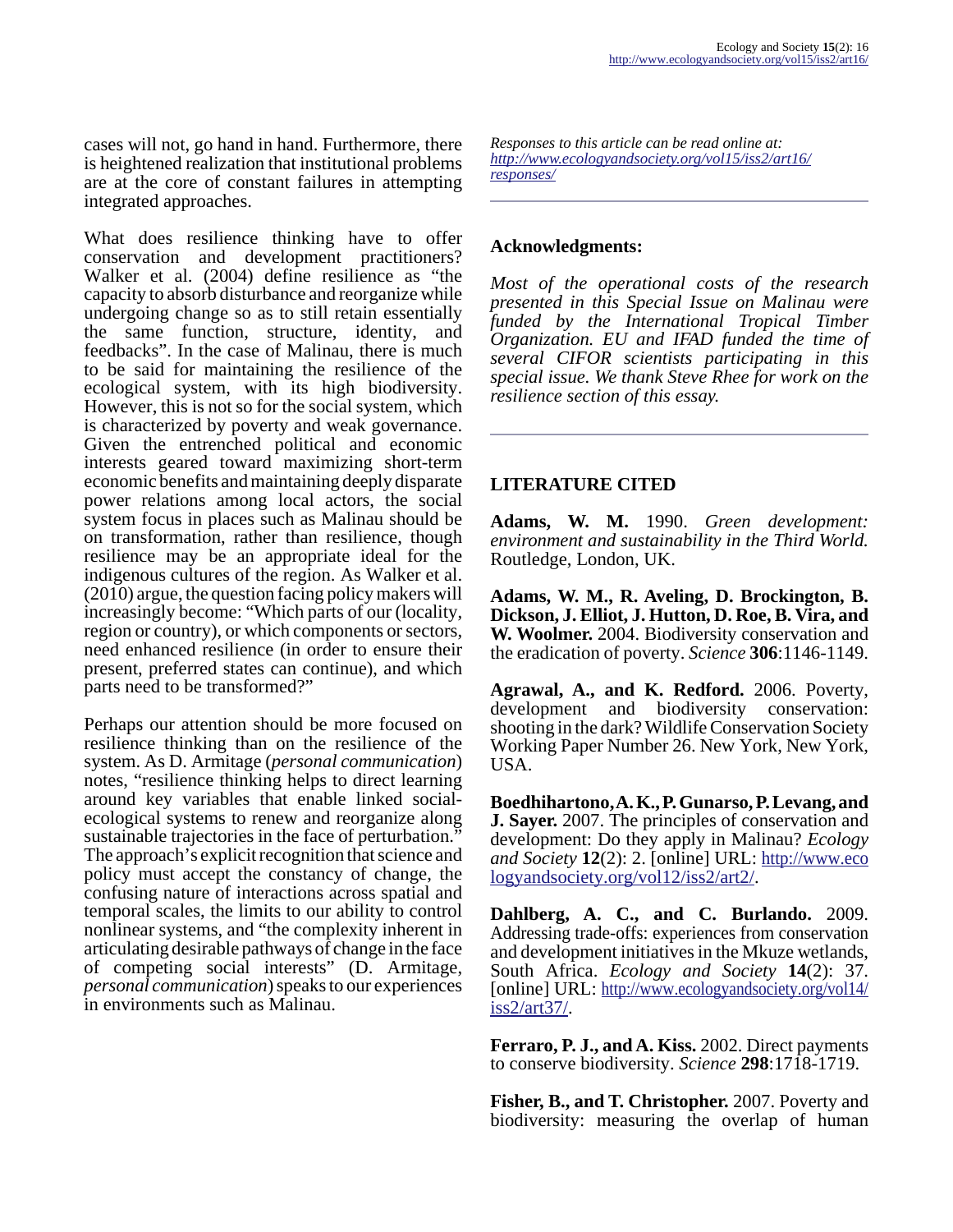cases will not, go hand in hand. Furthermore, there is heightened realization that institutional problems are at the core of constant failures in attempting integrated approaches.

What does resilience thinking have to offer conservation and development practitioners? Walker et al. (2004) define resilience as “the capacity to absorb disturbance and reorganize while undergoing change so as to still retain essentially the same function, structure, identity, and feedbacks”. In the case of Malinau, there is much to be said for maintaining the resilience of the ecological system, with its high biodiversity. However, this is not so for the social system, which is characterized by poverty and weak governance. Given the entrenched political and economic interests geared toward maximizing short-term economic benefits and maintaining deeply disparate power relations among local actors, the social system focus in places such as Malinau should be on transformation, rather than resilience, though resilience may be an appropriate ideal for the indigenous cultures of the region. As Walker et al. (2010) argue, the question facing policy makers will increasingly become: “Which parts of our (locality, region or country), or which components or sectors, need enhanced resilience (in order to ensure their present, preferred states can continue), and which parts need to be transformed?”

Perhaps our attention should be more focused on resilience thinking than on the resilience of the system. As D. Armitage (*personal communication*) notes, “resilience thinking helps to direct learning around key variables that enable linked social-ecological systems to renew and reorganize along sustainable trajectories in the face of perturbation.” The approach’s explicit recognition that science and policy must accept the constancy of change, the confusing nature of interactions across spatial and temporal scales, the limits to our ability to control nonlinear systems, and “the complexity inherent in articulating desirable pathways of change in the face of competing social interests” (D. Armitage, *personal communication*) speaks to our experiences in environments such as Malinau.

*Responses to this article can be read online at:* *http://www.ecologyandsociety.org/vol15/iss2/art16/responses/*

## Acknowledgments:

*Most of the operational costs of the research presented in this Special Issue on Malinau were funded by the International Tropical Timber Organization. EU and IFAD funded the time of several CIFOR scientists participating in this special issue. We thank Steve Rhee for work on the resilience section of this essay.*

## LITERATURE CITED

**Adams, W. M.** 1990. *Green development: environment and sustainability in the Third World.* Routledge, London, UK.

**Adams, W. M., R. Aveling, D. Brockington, B. Dickson, J. Elliot, J. Hutton, D. Roe, B. Vira, and W. Woolmer.** 2004. Biodiversity conservation and the eradication of poverty. *Science* **306**:1146-1149.

**Agrawal, A., and K. Redford.** 2006. Poverty, development and biodiversity conservation: shooting in the dark? Wildlife Conservation Society Working Paper Number 26. New York, New York, USA.

**Boedhihartono, A. K., P. Gunarso, P. Levang, and J. Sayer.** 2007. The principles of conservation and development: Do they apply in Malinau? *Ecology and Society* **12**(2): 2. [online] URL: http://www.ecologyandsociety.org/vol12/iss2/art2/.

**Dahlberg, A. C., and C. Burlando.** 2009. Addressing trade-offs: experiences from conservation and development initiatives in the Mkuze wetlands, South Africa. *Ecology and Society* **14**(2): 37. [online] URL: http://www.ecologyandsociety.org/vol14/iss2/art37/.

**Ferraro, P. J., and A. Kiss.** 2002. Direct payments to conserve biodiversity. *Science* **298**:1718-1719.

**Fisher, B., and T. Christopher.** 2007. Poverty and biodiversity: measuring the overlap of human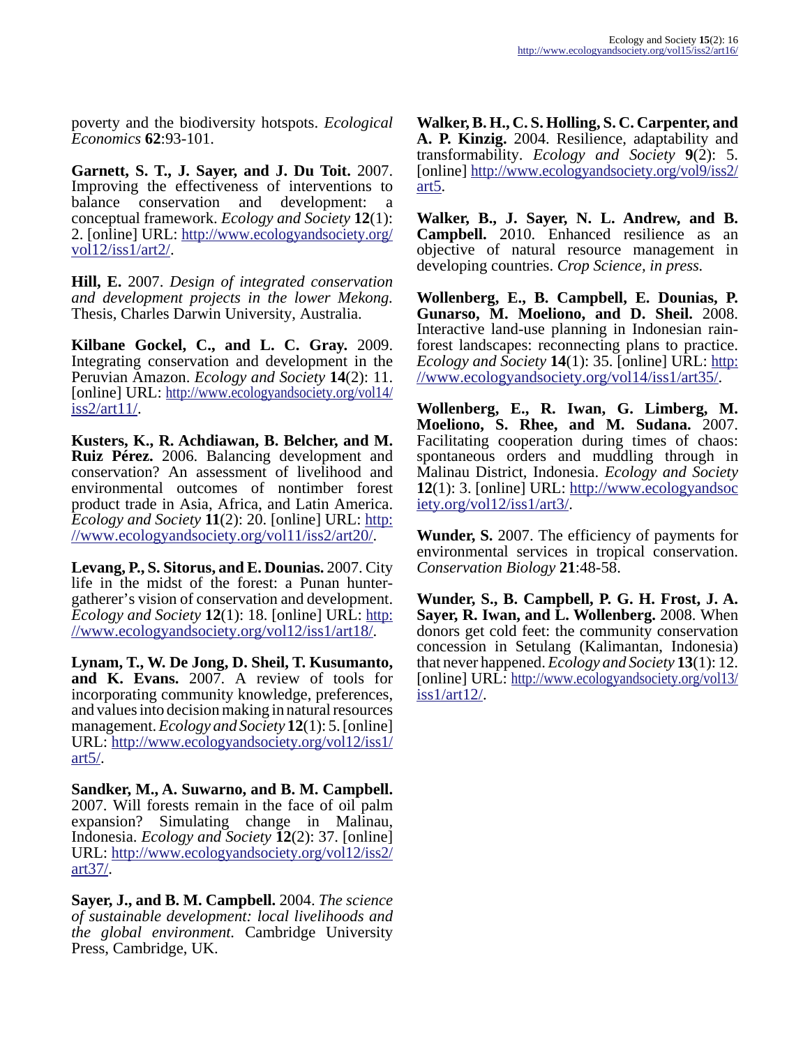poverty and the biodiversity hotspots. *Ecological Economics* **62**:93-101.

**Garnett, S. T., J. Sayer, and J. Du Toit.** 2007. Improving the effectiveness of interventions to balance conservation and development: a conceptual framework. *Ecology and Society* **12**(1): 2. [online] URL: http://www.ecologyandsociety.org/vol12/iss1/art2/.

**Hill, E.** 2007. *Design of integrated conservation and development projects in the lower Mekong.* Thesis, Charles Darwin University, Australia.

**Kilbane Gockel, C., and L. C. Gray.** 2009. Integrating conservation and development in the Peruvian Amazon. *Ecology and Society* **14**(2): 11. [online] URL: http://www.ecologyandsociety.org/vol14/iss2/art11/.

**Kusters, K., R. Achdiawan, B. Belcher, and M. Ruiz Pérez.** 2006. Balancing development and conservation? An assessment of livelihood and environmental outcomes of nontimber forest product trade in Asia, Africa, and Latin America. *Ecology and Society* **11**(2): 20. [online] URL: http://www.ecologyandsociety.org/vol11/iss2/art20/.

**Levang, P., S. Sitorus, and E. Dounias.** 2007. City life in the midst of the forest: a Punan hunter-gatherer's vision of conservation and development. *Ecology and Society* **12**(1): 18. [online] URL: http://www.ecologyandsociety.org/vol12/iss1/art18/.

**Lynam, T., W. De Jong, D. Sheil, T. Kusumanto, and K. Evans.** 2007. A review of tools for incorporating community knowledge, preferences, and values into decision making in natural resources management. *Ecology and Society* **12**(1): 5. [online] URL: http://www.ecologyandsociety.org/vol12/iss1/art5/.

**Sandker, M., A. Suwarno, and B. M. Campbell.** 2007. Will forests remain in the face of oil palm expansion? Simulating change in Malinau, Indonesia. *Ecology and Society* **12**(2): 37. [online] URL: http://www.ecologyandsociety.org/vol12/iss2/art37/.

**Sayer, J., and B. M. Campbell.** 2004. *The science of sustainable development: local livelihoods and the global environment.* Cambridge University Press, Cambridge, UK.

**Walker, B. H., C. S. Holling, S. C. Carpenter, and A. P. Kinzig.** 2004. Resilience, adaptability and transformability. *Ecology and Society* **9**(2): 5. [online] http://www.ecologyandsociety.org/vol9/iss2/art5.

**Walker, B., J. Sayer, N. L. Andrew, and B. Campbell.** 2010. Enhanced resilience as an objective of natural resource management in developing countries. *Crop Science, in press.*

**Wollenberg, E., B. Campbell, E. Dounias, P. Gunarso, M. Moeliono, and D. Sheil.** 2008. Interactive land-use planning in Indonesian rain-forest landscapes: reconnecting plans to practice. *Ecology and Society* **14**(1): 35. [online] URL: http://www.ecologyandsociety.org/vol14/iss1/art35/.

**Wollenberg, E., R. Iwan, G. Limberg, M. Moeliono, S. Rhee, and M. Sudana.** 2007. Facilitating cooperation during times of chaos: spontaneous orders and muddling through in Malinau District, Indonesia. *Ecology and Society* **12**(1): 3. [online] URL: http://www.ecologyandsociety.org/vol12/iss1/art3/.

**Wunder, S.** 2007. The efficiency of payments for environmental services in tropical conservation. *Conservation Biology* **21**:48-58.

**Wunder, S., B. Campbell, P. G. H. Frost, J. A. Sayer, R. Iwan, and L. Wollenberg.** 2008. When donors get cold feet: the community conservation concession in Setulang (Kalimantan, Indonesia) that never happened. *Ecology and Society* **13**(1): 12. [online] URL: http://www.ecologyandsociety.org/vol13/iss1/art12/.